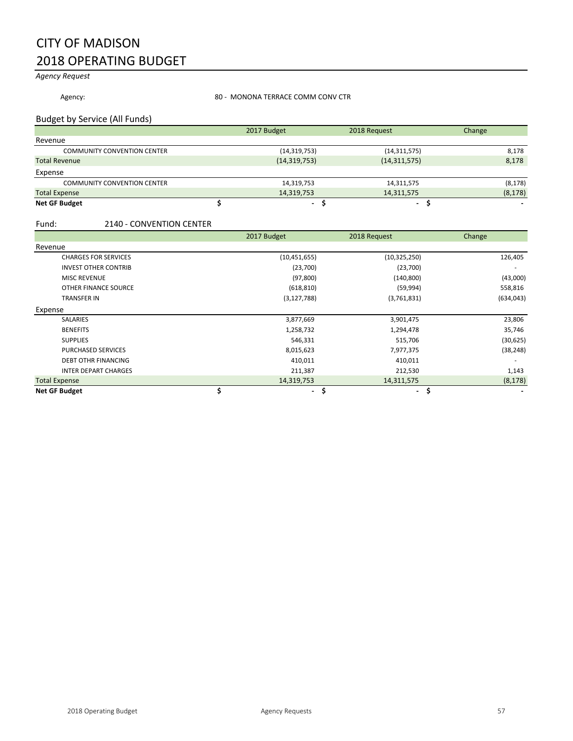# CITY OF MADISON
# 2018 OPERATING BUDGET

*Agency Request*

Agency: 80 - MONONA TERRACE COMM CONV CTR

## Budget by Service (All Funds)

| | 2017 Budget | 2018 Request | Change |
|---|---|---|---|
| **Revenue** | | | |
| COMMUNITY CONVENTION CENTER | (14,319,753) | (14,311,575) | 8,178 |
| Total Revenue | (14,319,753) | (14,311,575) | 8,178 |
| **Expense** | | | |
| COMMUNITY CONVENTION CENTER | 14,319,753 | 14,311,575 | (8,178) |
| Total Expense | 14,319,753 | 14,311,575 | (8,178) |
| **Net GF Budget** | $ - | $ - | $ - |

## Fund: 2140 - CONVENTION CENTER

| | 2017 Budget | 2018 Request | Change |
|---|---|---|---|
| **Revenue** | | | |
| CHARGES FOR SERVICES | (10,451,655) | (10,325,250) | 126,405 |
| INVEST OTHER CONTRIB | (23,700) | (23,700) | - |
| MISC REVENUE | (97,800) | (140,800) | (43,000) |
| OTHER FINANCE SOURCE | (618,810) | (59,994) | 558,816 |
| TRANSFER IN | (3,127,788) | (3,761,831) | (634,043) |
| **Expense** | | | |
| SALARIES | 3,877,669 | 3,901,475 | 23,806 |
| BENEFITS | 1,258,732 | 1,294,478 | 35,746 |
| SUPPLIES | 546,331 | 515,706 | (30,625) |
| PURCHASED SERVICES | 8,015,623 | 7,977,375 | (38,248) |
| DEBT OTHR FINANCING | 410,011 | 410,011 | - |
| INTER DEPART CHARGES | 211,387 | 212,530 | 1,143 |
| Total Expense | 14,319,753 | 14,311,575 | (8,178) |
| **Net GF Budget** | $ - | $ - | $ - |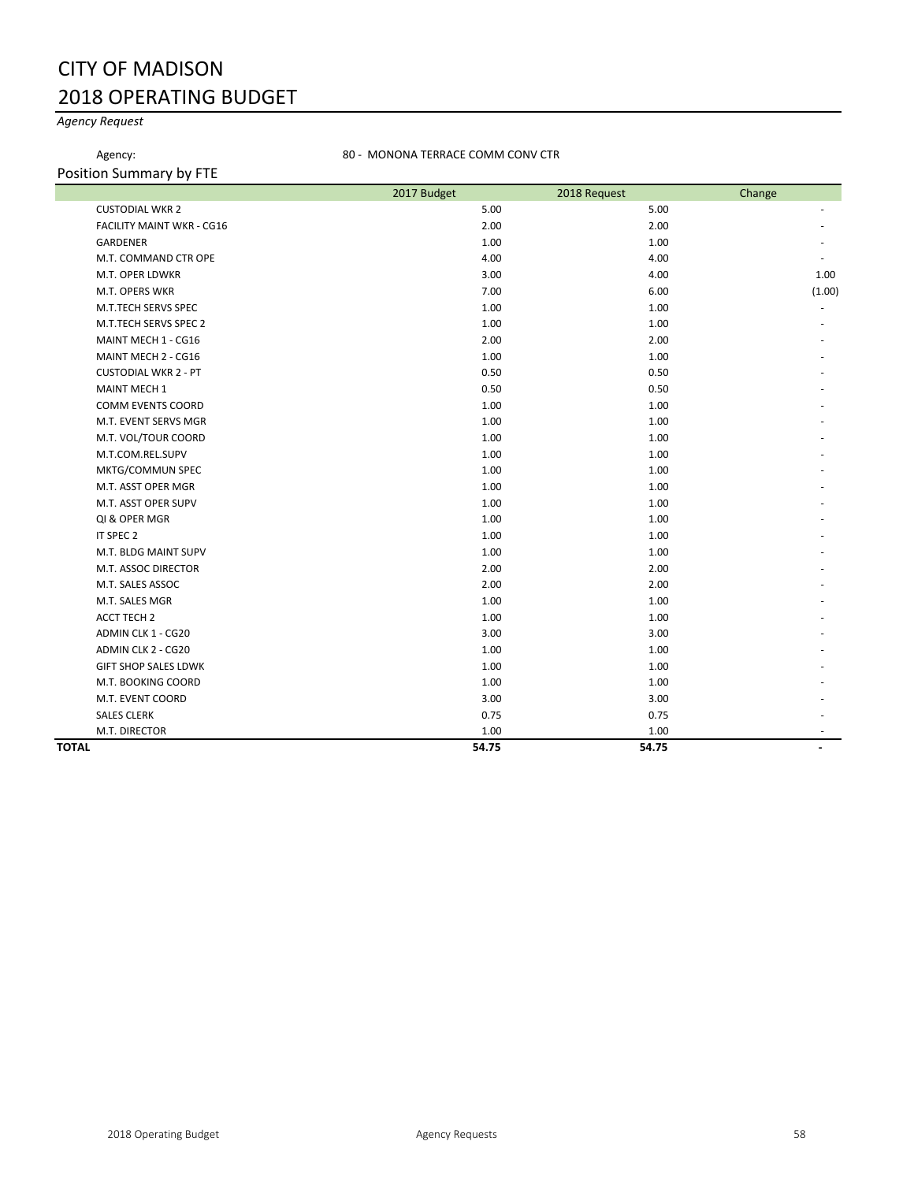# CITY OF MADISON
# 2018 OPERATING BUDGET

*Agency Request*

Agency: 80 - MONONA TERRACE COMM CONV CTR

## Position Summary by FTE

| | 2017 Budget | 2018 Request | Change |
|---|---|---|---|
| CUSTODIAL WKR 2 | 5.00 | 5.00 | - |
| FACILITY MAINT WKR - CG16 | 2.00 | 2.00 | - |
| GARDENER | 1.00 | 1.00 | - |
| M.T. COMMAND CTR OPE | 4.00 | 4.00 | - |
| M.T. OPER LDWKR | 3.00 | 4.00 | 1.00 |
| M.T. OPERS WKR | 7.00 | 6.00 | (1.00) |
| M.T.TECH SERVS SPEC | 1.00 | 1.00 | - |
| M.T.TECH SERVS SPEC 2 | 1.00 | 1.00 | - |
| MAINT MECH 1 - CG16 | 2.00 | 2.00 | - |
| MAINT MECH 2 - CG16 | 1.00 | 1.00 | - |
| CUSTODIAL WKR 2 - PT | 0.50 | 0.50 | - |
| MAINT MECH 1 | 0.50 | 0.50 | - |
| COMM EVENTS COORD | 1.00 | 1.00 | - |
| M.T. EVENT SERVS MGR | 1.00 | 1.00 | - |
| M.T. VOL/TOUR COORD | 1.00 | 1.00 | - |
| M.T.COM.REL.SUPV | 1.00 | 1.00 | - |
| MKTG/COMMUN SPEC | 1.00 | 1.00 | - |
| M.T. ASST OPER MGR | 1.00 | 1.00 | - |
| M.T. ASST OPER SUPV | 1.00 | 1.00 | - |
| QI & OPER MGR | 1.00 | 1.00 | - |
| IT SPEC 2 | 1.00 | 1.00 | - |
| M.T. BLDG MAINT SUPV | 1.00 | 1.00 | - |
| M.T. ASSOC DIRECTOR | 2.00 | 2.00 | - |
| M.T. SALES ASSOC | 2.00 | 2.00 | - |
| M.T. SALES MGR | 1.00 | 1.00 | - |
| ACCT TECH 2 | 1.00 | 1.00 | - |
| ADMIN CLK 1 - CG20 | 3.00 | 3.00 | - |
| ADMIN CLK 2 - CG20 | 1.00 | 1.00 | - |
| GIFT SHOP SALES LDWK | 1.00 | 1.00 | - |
| M.T. BOOKING COORD | 1.00 | 1.00 | - |
| M.T. EVENT COORD | 3.00 | 3.00 | - |
| SALES CLERK | 0.75 | 0.75 | - |
| M.T. DIRECTOR | 1.00 | 1.00 | - |
| **TOTAL** | **54.75** | **54.75** | **-** |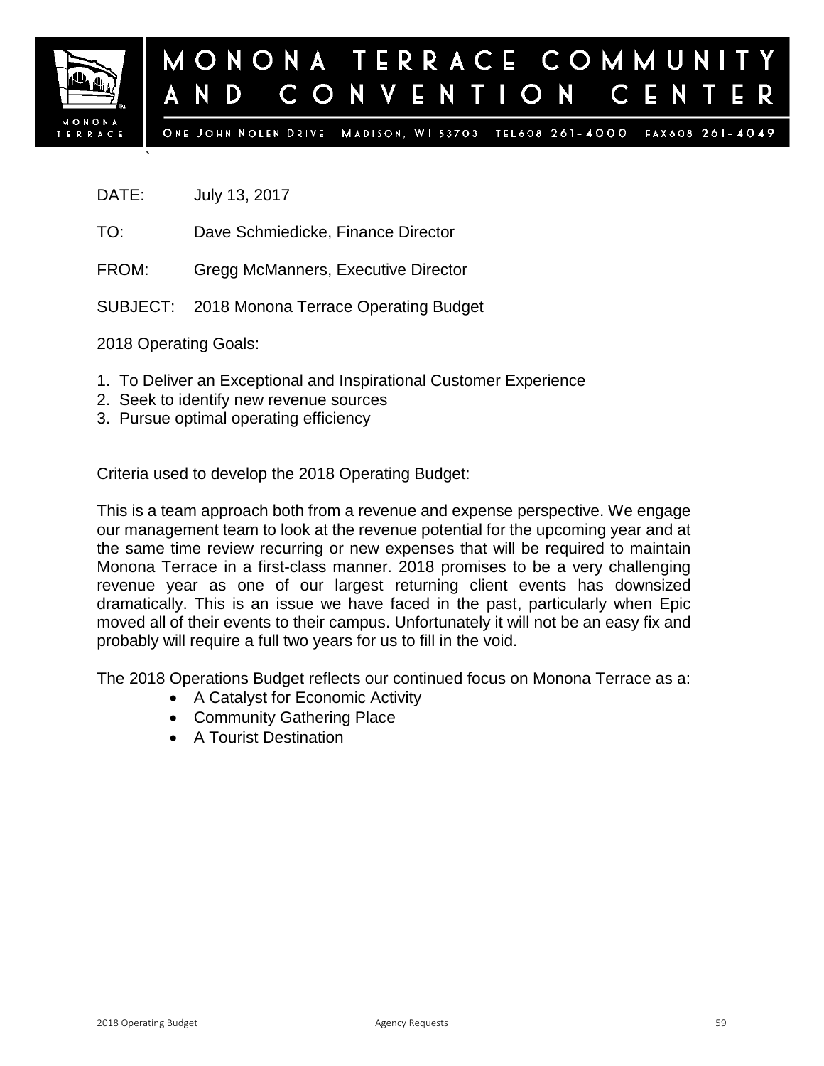# MONONA TERRACE COMMUNITY AND CONVENTION CENTER

ONE JOHN NOLEN DRIVE MADISON, WI 53703 TEL608 261-4000 FAX608 261-4049

DATE: July 13, 2017

TO: Dave Schmiedicke, Finance Director

FROM: Gregg McManners, Executive Director

SUBJECT: 2018 Monona Terrace Operating Budget

2018 Operating Goals:

1. To Deliver an Exceptional and Inspirational Customer Experience
2. Seek to identify new revenue sources
3. Pursue optimal operating efficiency

Criteria used to develop the 2018 Operating Budget:

This is a team approach both from a revenue and expense perspective. We engage our management team to look at the revenue potential for the upcoming year and at the same time review recurring or new expenses that will be required to maintain Monona Terrace in a first-class manner. 2018 promises to be a very challenging revenue year as one of our largest returning client events has downsized dramatically. This is an issue we have faced in the past, particularly when Epic moved all of their events to their campus. Unfortunately it will not be an easy fix and probably will require a full two years for us to fill in the void.

The 2018 Operations Budget reflects our continued focus on Monona Terrace as a:

- A Catalyst for Economic Activity
- Community Gathering Place
- A Tourist Destination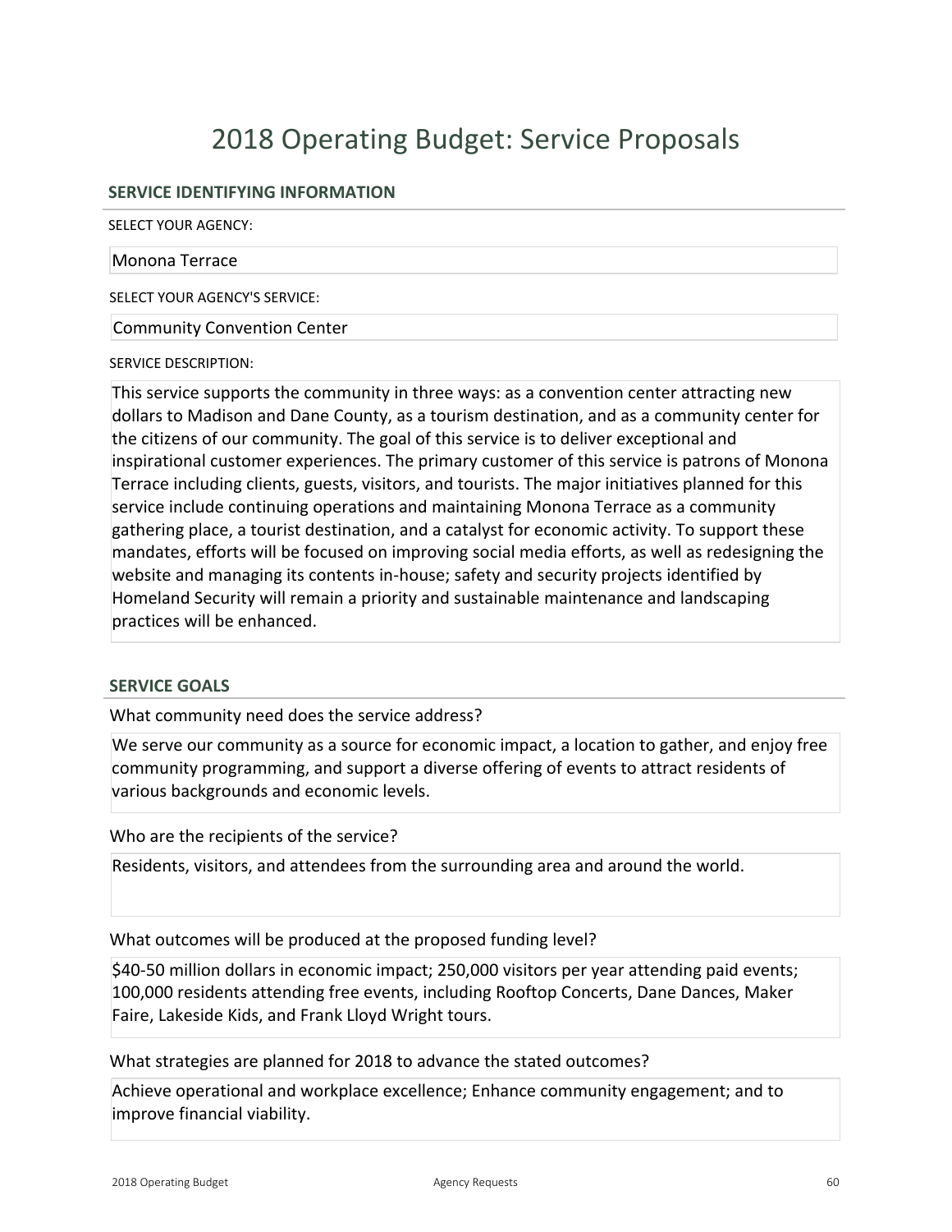# 2018 Operating Budget: Service Proposals

## SERVICE IDENTIFYING INFORMATION

SELECT YOUR AGENCY:

Monona Terrace

SELECT YOUR AGENCY'S SERVICE:

Community Convention Center

SERVICE DESCRIPTION:

This service supports the community in three ways: as a convention center attracting new dollars to Madison and Dane County, as a tourism destination, and as a community center for the citizens of our community. The goal of this service is to deliver exceptional and inspirational customer experiences. The primary customer of this service is patrons of Monona Terrace including clients, guests, visitors, and tourists. The major initiatives planned for this service include continuing operations and maintaining Monona Terrace as a community gathering place, a tourist destination, and a catalyst for economic activity. To support these mandates, efforts will be focused on improving social media efforts, as well as redesigning the website and managing its contents in-house; safety and security projects identified by Homeland Security will remain a priority and sustainable maintenance and landscaping practices will be enhanced.

## SERVICE GOALS

What community need does the service address?

We serve our community as a source for economic impact, a location to gather, and enjoy free community programming, and support a diverse offering of events to attract residents of various backgrounds and economic levels.

Who are the recipients of the service?

Residents, visitors, and attendees from the surrounding area and around the world.

What outcomes will be produced at the proposed funding level?

$40-50 million dollars in economic impact; 250,000 visitors per year attending paid events; 100,000 residents attending free events, including Rooftop Concerts, Dane Dances, Maker Faire, Lakeside Kids, and Frank Lloyd Wright tours.

What strategies are planned for 2018 to advance the stated outcomes?

Achieve operational and workplace excellence; Enhance community engagement; and to improve financial viability.